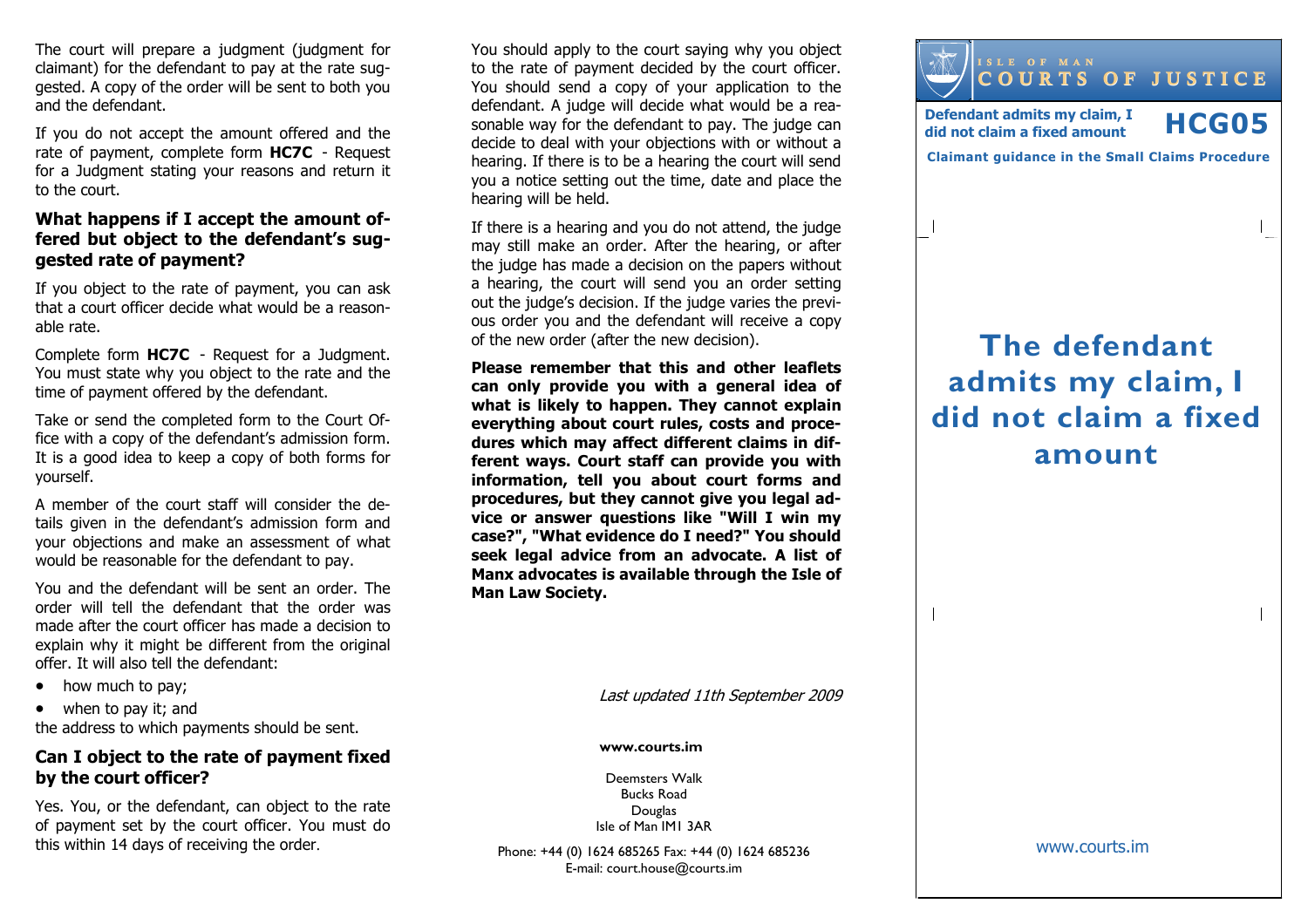The court will prepare a judgment (judgment for claimant) for the defendant to pay at the rate suggested. A copy of the order will be sent to both you and the defendant.

If you do not accept the amount offered and the rate of payment, complete form **HC7C** - Request for a Judgment stating your reasons and return it to the court.

### What happens if I accept the amount offered but object to the defendant's suggested rate of payment?

If you object to the rate of payment, you can ask that a court officer decide what would be a reasonable rate.

Complete form **HC7C** - Request for a Judgment. You must state why you object to the rate and the time of payment offered by the defendant.

Take or send the completed form to the Court Office with a copy of the defendant's admission form. It is a good idea to keep a copy of both forms for yourself.

A member of the court staff will consider the details given in the defendant's admission form and your objections and make an assessment of what would be reasonable for the defendant to pay.

You and the defendant will be sent an order. The order will tell the defendant that the order was made after the court officer has made a decision to explain why it might be different from the original offer. It will also tell the defendant:

- how much to pay;
- when to pay it; and

the address to which payments should be sent.

### Can I object to the rate of payment fixed by the court officer?

Yes. You, or the defendant, can object to the rate of payment set by the court officer. You must do this within 14 days of receiving the order.

You should apply to the court saying why you object to the rate of payment decided by the court officer. You should send a copy of your application to the defendant. A judge will decide what would be a reasonable way for the defendant to pay. The judge can decide to deal with your objections with or without a hearing. If there is to be a hearing the court will send you a notice setting out the time, date and place the hearing will be held.

If there is a hearing and you do not attend, the judge may still make an order. After the hearing, or after the judge has made a decision on the papers without a hearing, the court will send you an order setting out the judge's decision. If the judge varies the previous order you and the defendant will receive a copy of the new order (after the new decision).

**Please remember that this and other leaflets can only provide you with a general idea of what is likely to happen. They cannot explain everything about court rules, costs and procedures which may affect different claims in different ways. Court staff can provide you with information, tell you about court forms and procedures, but they cannot give you legal advice or answer questions like "Will I win my case?", "What evidence do I need?" You should seek legal advice from an advocate. A list of Manx advocates is available through the Isle of Man Law Society.**

*Last updated 11th September 2009*

**www.courts.im**

Deemsters Walk
Bucks Road
Douglas
Isle of Man IM1 3AR

Phone: +44 (0) 1624 685265 Fax: +44 (0) 1624 685236
E-mail: court.house@courts.im

ISLE OF MAN
COURTS OF JUSTICE

**Defendant admits my claim, I did not claim a fixed amount** **HCG05**

**Claimant guidance in the Small Claims Procedure**

# The defendant admits my claim, I did not claim a fixed amount

www.courts.im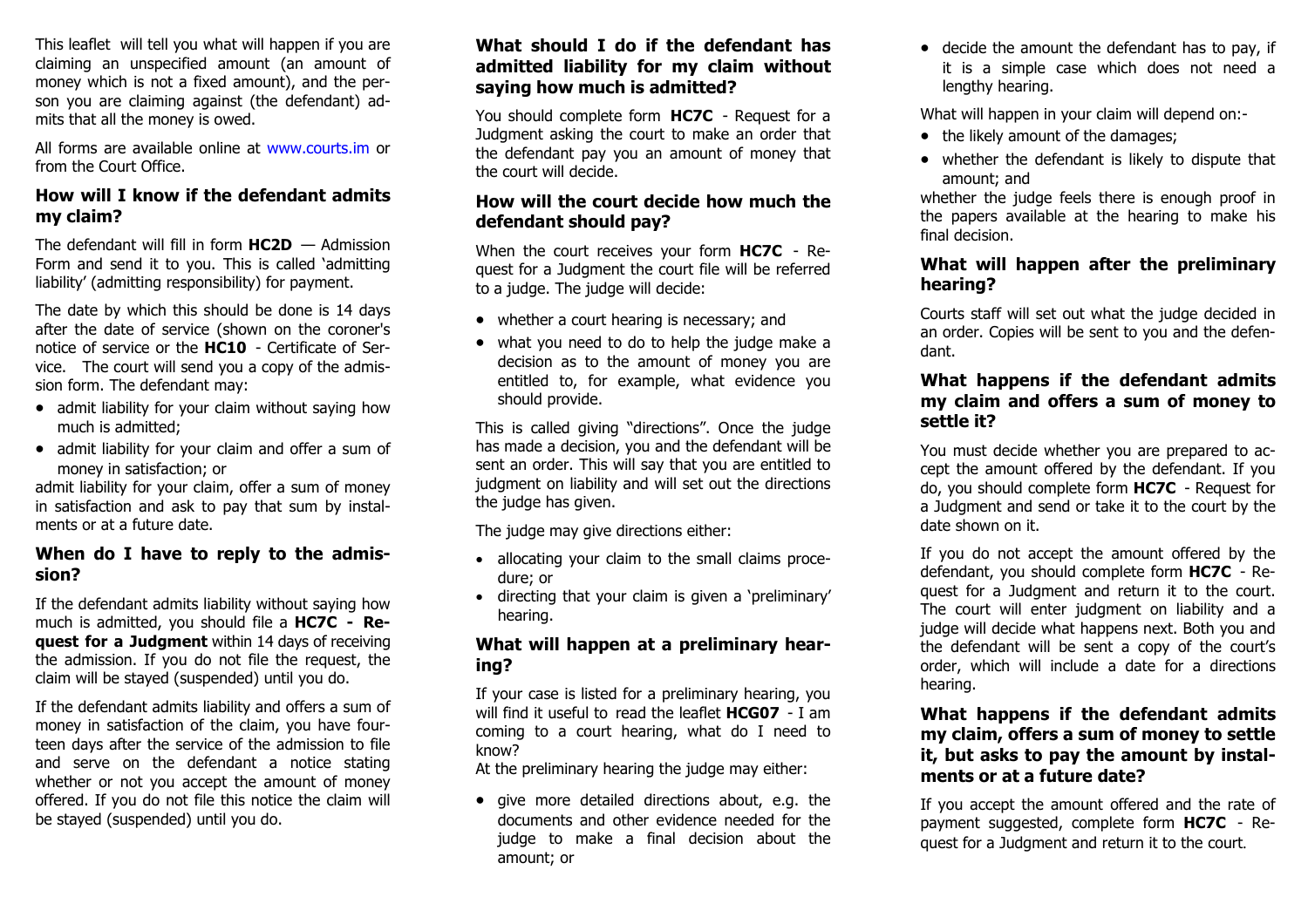This leaflet will tell you what will happen if you are claiming an unspecified amount (an amount of money which is not a fixed amount), and the person you are claiming against (the defendant) admits that all the money is owed.

All forms are available online at www.courts.im or from the Court Office.

## How will I know if the defendant admits my claim?

The defendant will fill in form **HC2D** — Admission Form and send it to you. This is called 'admitting liability' (admitting responsibility) for payment.

The date by which this should be done is 14 days after the date of service (shown on the coroner's notice of service or the **HC10** - Certificate of Service. The court will send you a copy of the admission form. The defendant may:

- admit liability for your claim without saying how much is admitted;
- admit liability for your claim and offer a sum of money in satisfaction; or

admit liability for your claim, offer a sum of money in satisfaction and ask to pay that sum by instalments or at a future date.

## When do I have to reply to the admission?

If the defendant admits liability without saying how much is admitted, you should file a **HC7C - Request for a Judgment** within 14 days of receiving the admission. If you do not file the request, the claim will be stayed (suspended) until you do.

If the defendant admits liability and offers a sum of money in satisfaction of the claim, you have fourteen days after the service of the admission to file and serve on the defendant a notice stating whether or not you accept the amount of money offered. If you do not file this notice the claim will be stayed (suspended) until you do.

## What should I do if the defendant has admitted liability for my claim without saying how much is admitted?

You should complete form **HC7C** - Request for a Judgment asking the court to make an order that the defendant pay you an amount of money that the court will decide.

## How will the court decide how much the defendant should pay?

When the court receives your form **HC7C** - Request for a Judgment the court file will be referred to a judge. The judge will decide:

- whether a court hearing is necessary; and
- what you need to do to help the judge make a decision as to the amount of money you are entitled to, for example, what evidence you should provide.

This is called giving "directions". Once the judge has made a decision, you and the defendant will be sent an order. This will say that you are entitled to judgment on liability and will set out the directions the judge has given.

The judge may give directions either:

- allocating your claim to the small claims procedure; or
- directing that your claim is given a 'preliminary' hearing.

## What will happen at a preliminary hearing?

If your case is listed for a preliminary hearing, you will find it useful to read the leaflet **HCG07** - I am coming to a court hearing, what do I need to know?

At the preliminary hearing the judge may either:

- give more detailed directions about, e.g. the documents and other evidence needed for the judge to make a final decision about the amount; or
- decide the amount the defendant has to pay, if it is a simple case which does not need a lengthy hearing.

What will happen in your claim will depend on:-

- the likely amount of the damages;
- whether the defendant is likely to dispute that amount; and

whether the judge feels there is enough proof in the papers available at the hearing to make his final decision.

## What will happen after the preliminary hearing?

Courts staff will set out what the judge decided in an order. Copies will be sent to you and the defendant.

## What happens if the defendant admits my claim and offers a sum of money to settle it?

You must decide whether you are prepared to accept the amount offered by the defendant. If you do, you should complete form **HC7C** - Request for a Judgment and send or take it to the court by the date shown on it.

If you do not accept the amount offered by the defendant, you should complete form **HC7C** - Request for a Judgment and return it to the court. The court will enter judgment on liability and a judge will decide what happens next. Both you and the defendant will be sent a copy of the court's order, which will include a date for a directions hearing.

## What happens if the defendant admits my claim, offers a sum of money to settle it, but asks to pay the amount by instalments or at a future date?

If you accept the amount offered and the rate of payment suggested, complete form **HC7C** - Request for a Judgment and return it to the court.